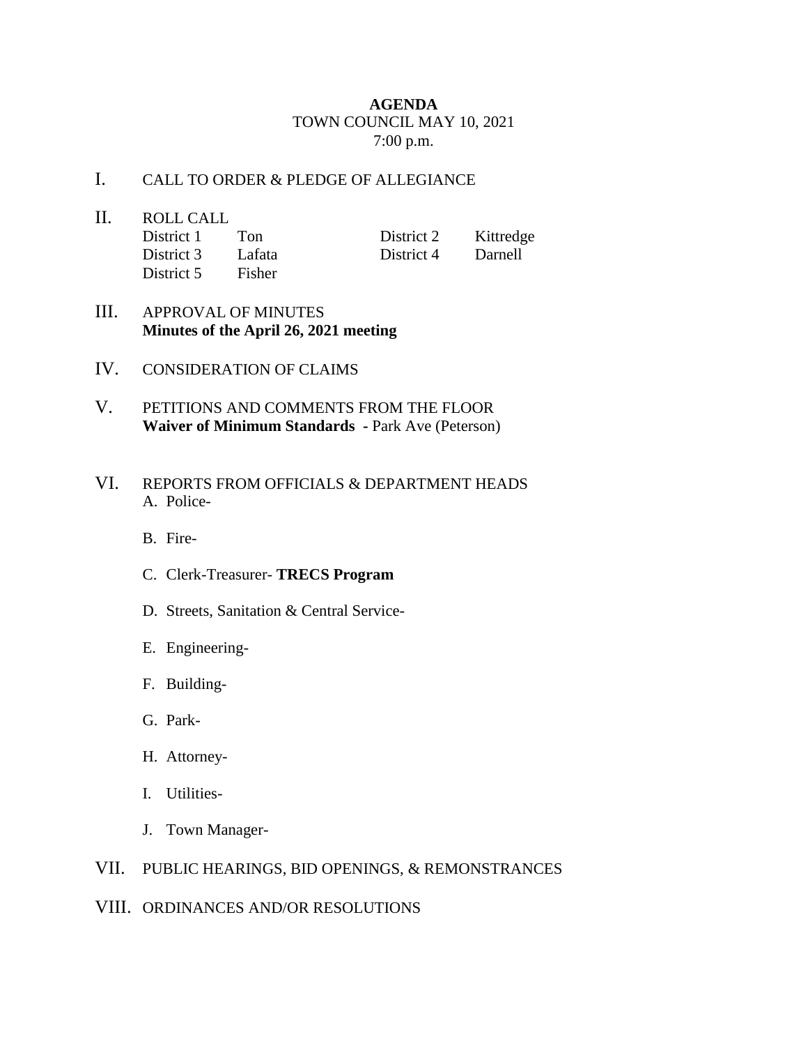# AGENDA

TOWN COUNCIL MAY 10, 2021
7:00 p.m.

I. CALL TO ORDER & PLEDGE OF ALLEGIANCE

II. ROLL CALL

| District 1 | Ton | District 2 | Kittredge |
|---|---|---|---|
| District 3 | Lafata | District 4 | Darnell |
| District 5 | Fisher | | |

III. APPROVAL OF MINUTES
**Minutes of the April 26, 2021 meeting**

IV. CONSIDERATION OF CLAIMS

V. PETITIONS AND COMMENTS FROM THE FLOOR
**Waiver of Minimum Standards -** Park Ave (Peterson)

VI. REPORTS FROM OFFICIALS & DEPARTMENT HEADS

A. Police-

B. Fire-

C. Clerk-Treasurer- **TRECS Program**

D. Streets, Sanitation & Central Service-

E. Engineering-

F. Building-

G. Park-

H. Attorney-

I. Utilities-

J. Town Manager-

VII. PUBLIC HEARINGS, BID OPENINGS, & REMONSTRANCES

VIII. ORDINANCES AND/OR RESOLUTIONS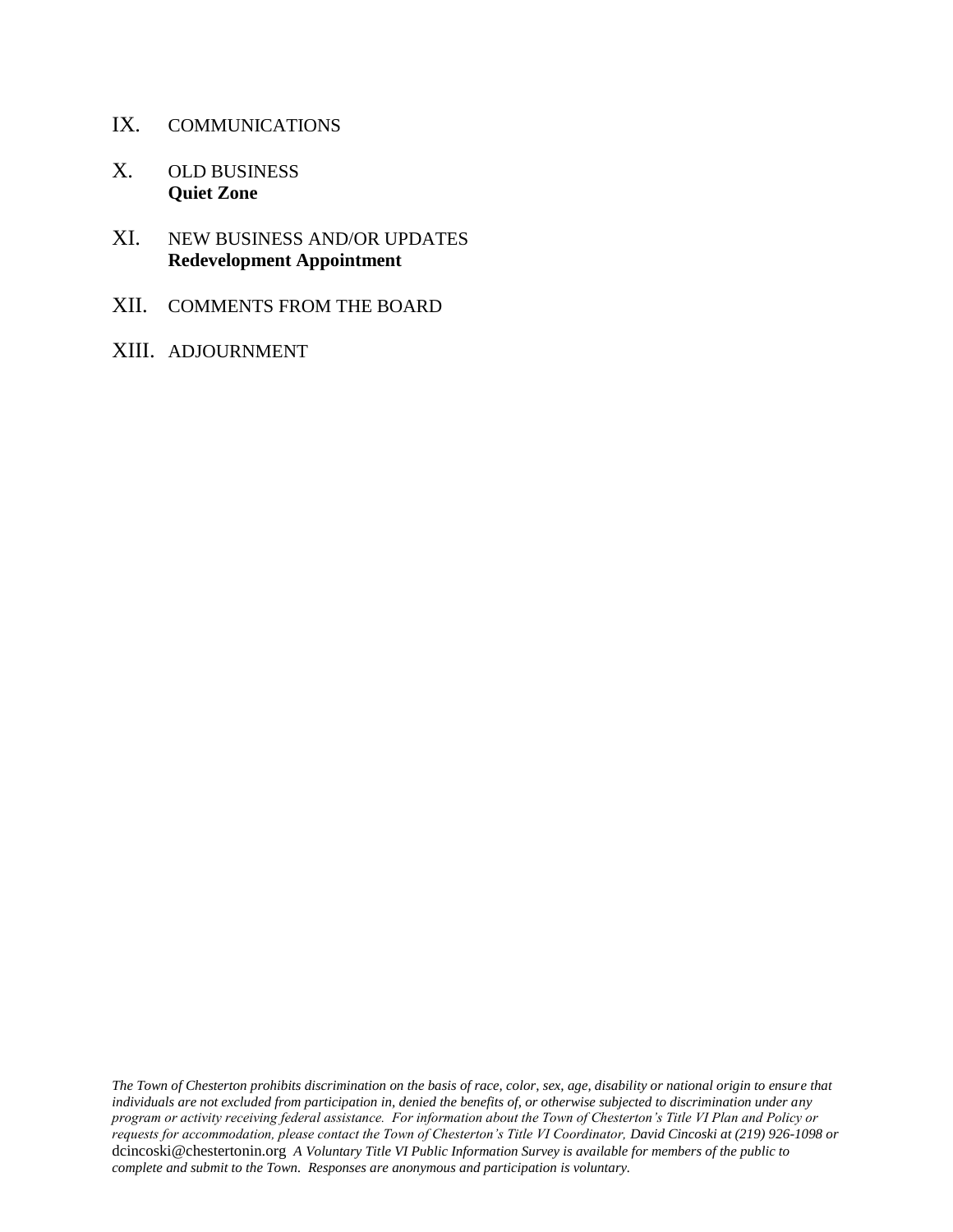IX. COMMUNICATIONS

X. OLD BUSINESS
**Quiet Zone**

XI. NEW BUSINESS AND/OR UPDATES
**Redevelopment Appointment**

XII. COMMENTS FROM THE BOARD

XIII. ADJOURNMENT

*The Town of Chesterton prohibits discrimination on the basis of race, color, sex, age, disability or national origin to ensure that individuals are not excluded from participation in, denied the benefits of, or otherwise subjected to discrimination under any program or activity receiving federal assistance. For information about the Town of Chesterton's Title VI Plan and Policy or requests for accommodation, please contact the Town of Chesterton's Title VI Coordinator, David Cincoski at (219) 926-1098 or* dcincoski@chestertonin.org *A Voluntary Title VI Public Information Survey is available for members of the public to complete and submit to the Town. Responses are anonymous and participation is voluntary.*